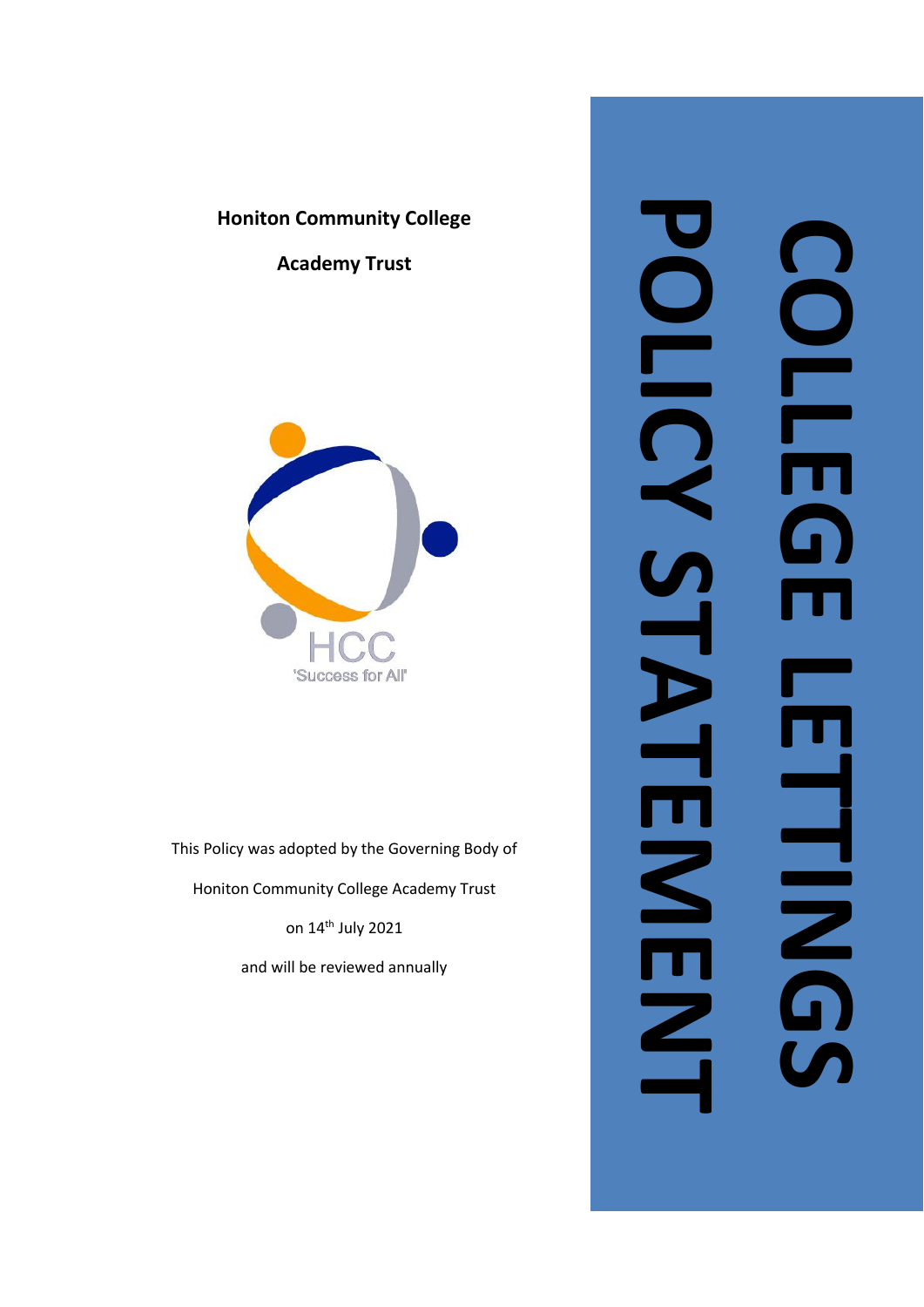# COLLEGE LETTINGS POLICY STATEMENT

**Honiton Community College**

**Academy Trust**

HCC

'Success for All'

This Policy was adopted by the Governing Body of

Honiton Community College Academy Trust

on 14th July 2021

and will be reviewed annually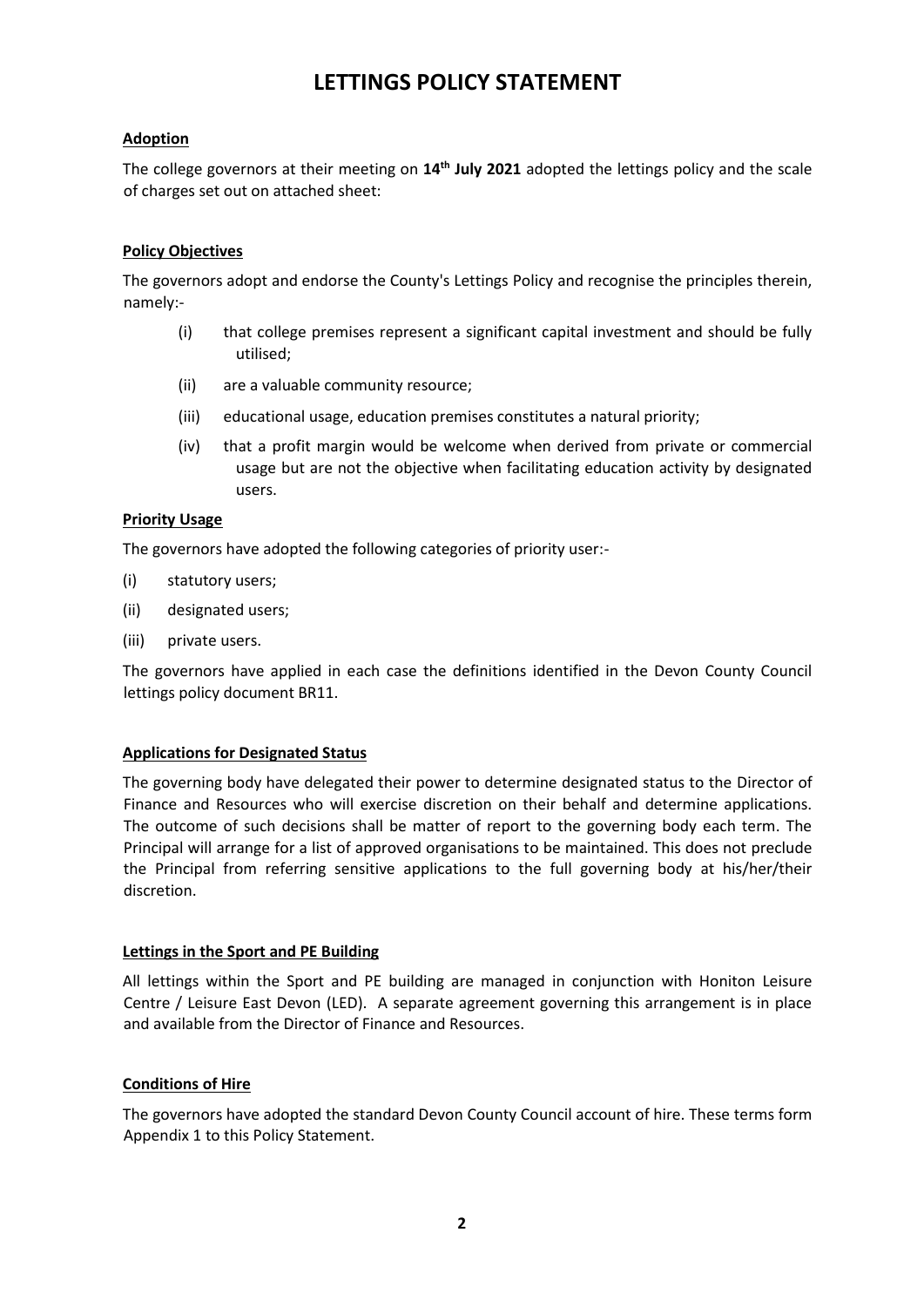# LETTINGS POLICY STATEMENT

## Adoption

The college governors at their meeting on **14th July 2021** adopted the lettings policy and the scale of charges set out on attached sheet:

## Policy Objectives

The governors adopt and endorse the County's Lettings Policy and recognise the principles therein, namely:-

(i) that college premises represent a significant capital investment and should be fully utilised;

(ii) are a valuable community resource;

(iii) educational usage, education premises constitutes a natural priority;

(iv) that a profit margin would be welcome when derived from private or commercial usage but are not the objective when facilitating education activity by designated users.

## Priority Usage

The governors have adopted the following categories of priority user:-

(i) statutory users;

(ii) designated users;

(iii) private users.

The governors have applied in each case the definitions identified in the Devon County Council lettings policy document BR11.

## Applications for Designated Status

The governing body have delegated their power to determine designated status to the Director of Finance and Resources who will exercise discretion on their behalf and determine applications. The outcome of such decisions shall be matter of report to the governing body each term. The Principal will arrange for a list of approved organisations to be maintained. This does not preclude the Principal from referring sensitive applications to the full governing body at his/her/their discretion.

## Lettings in the Sport and PE Building

All lettings within the Sport and PE building are managed in conjunction with Honiton Leisure Centre / Leisure East Devon (LED). A separate agreement governing this arrangement is in place and available from the Director of Finance and Resources.

## Conditions of Hire

The governors have adopted the standard Devon County Council account of hire. These terms form Appendix 1 to this Policy Statement.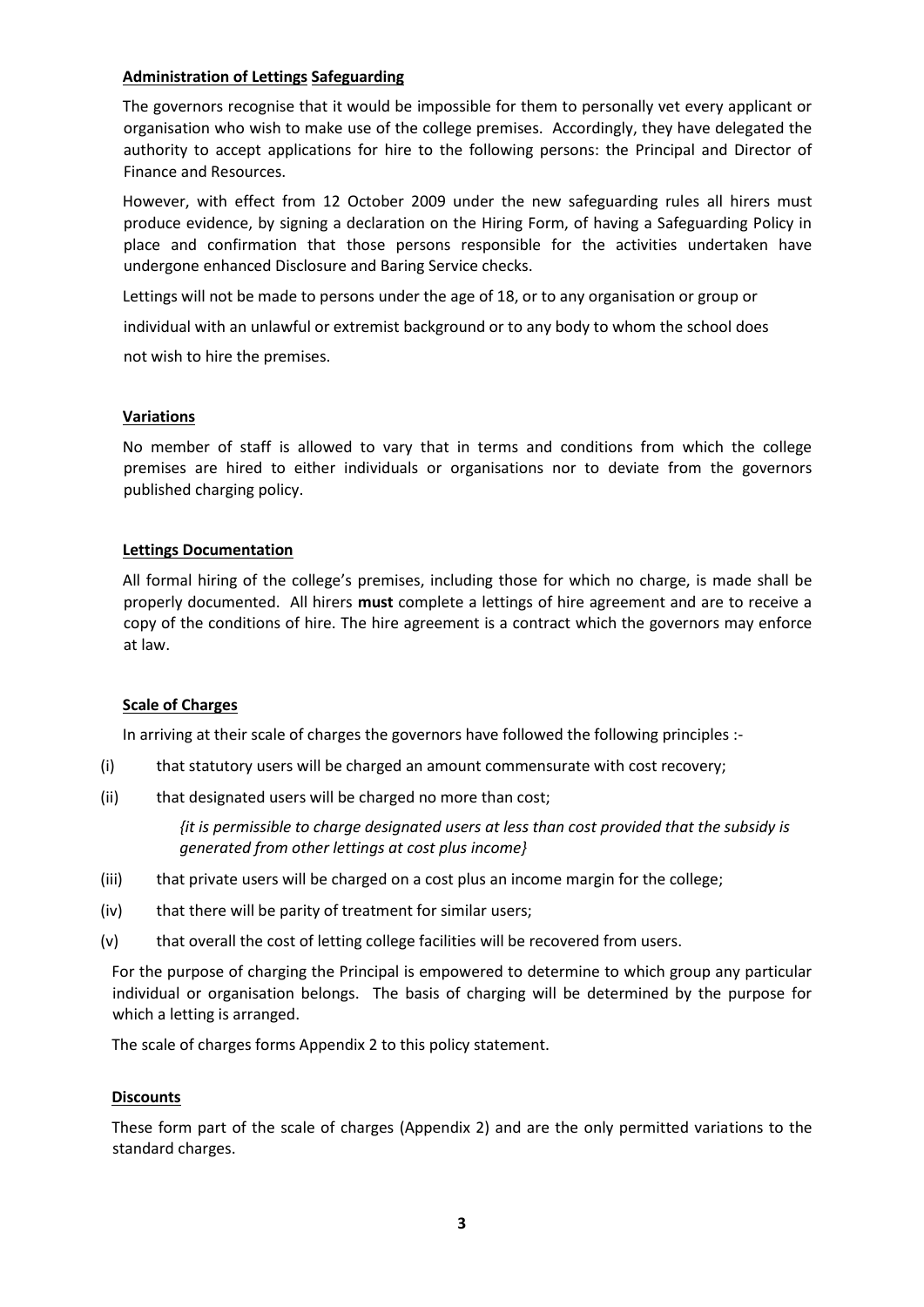**Administration of Lettings Safeguarding**

The governors recognise that it would be impossible for them to personally vet every applicant or organisation who wish to make use of the college premises. Accordingly, they have delegated the authority to accept applications for hire to the following persons: the Principal and Director of Finance and Resources.

However, with effect from 12 October 2009 under the new safeguarding rules all hirers must produce evidence, by signing a declaration on the Hiring Form, of having a Safeguarding Policy in place and confirmation that those persons responsible for the activities undertaken have undergone enhanced Disclosure and Baring Service checks.

Lettings will not be made to persons under the age of 18, or to any organisation or group or individual with an unlawful or extremist background or to any body to whom the school does not wish to hire the premises.

**Variations**

No member of staff is allowed to vary that in terms and conditions from which the college premises are hired to either individuals or organisations nor to deviate from the governors published charging policy.

**Lettings Documentation**

All formal hiring of the college's premises, including those for which no charge, is made shall be properly documented. All hirers **must** complete a lettings of hire agreement and are to receive a copy of the conditions of hire. The hire agreement is a contract which the governors may enforce at law.

**Scale of Charges**

In arriving at their scale of charges the governors have followed the following principles :-

(i) that statutory users will be charged an amount commensurate with cost recovery;

(ii) that designated users will be charged no more than cost;

*{it is permissible to charge designated users at less than cost provided that the subsidy is generated from other lettings at cost plus income}*

(iii) that private users will be charged on a cost plus an income margin for the college;

(iv) that there will be parity of treatment for similar users;

(v) that overall the cost of letting college facilities will be recovered from users.

For the purpose of charging the Principal is empowered to determine to which group any particular individual or organisation belongs. The basis of charging will be determined by the purpose for which a letting is arranged.

The scale of charges forms Appendix 2 to this policy statement.

**Discounts**

These form part of the scale of charges (Appendix 2) and are the only permitted variations to the standard charges.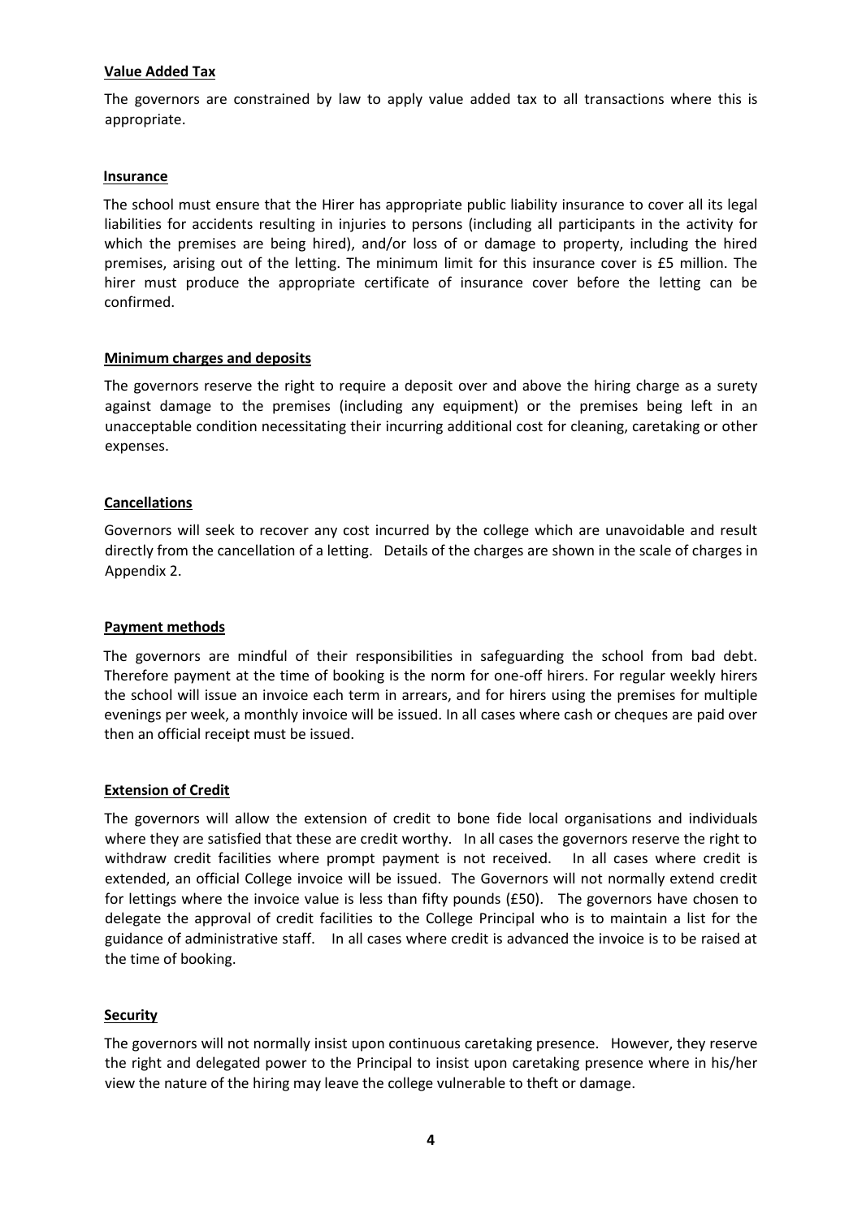**Value Added Tax**

The governors are constrained by law to apply value added tax to all transactions where this is appropriate.

**Insurance**

The school must ensure that the Hirer has appropriate public liability insurance to cover all its legal liabilities for accidents resulting in injuries to persons (including all participants in the activity for which the premises are being hired), and/or loss of or damage to property, including the hired premises, arising out of the letting. The minimum limit for this insurance cover is £5 million. The hirer must produce the appropriate certificate of insurance cover before the letting can be confirmed.

**Minimum charges and deposits**

The governors reserve the right to require a deposit over and above the hiring charge as a surety against damage to the premises (including any equipment) or the premises being left in an unacceptable condition necessitating their incurring additional cost for cleaning, caretaking or other expenses.

**Cancellations**

Governors will seek to recover any cost incurred by the college which are unavoidable and result directly from the cancellation of a letting. Details of the charges are shown in the scale of charges in Appendix 2.

**Payment methods**

The governors are mindful of their responsibilities in safeguarding the school from bad debt. Therefore payment at the time of booking is the norm for one-off hirers. For regular weekly hirers the school will issue an invoice each term in arrears, and for hirers using the premises for multiple evenings per week, a monthly invoice will be issued. In all cases where cash or cheques are paid over then an official receipt must be issued.

**Extension of Credit**

The governors will allow the extension of credit to bone fide local organisations and individuals where they are satisfied that these are credit worthy. In all cases the governors reserve the right to withdraw credit facilities where prompt payment is not received. In all cases where credit is extended, an official College invoice will be issued. The Governors will not normally extend credit for lettings where the invoice value is less than fifty pounds (£50). The governors have chosen to delegate the approval of credit facilities to the College Principal who is to maintain a list for the guidance of administrative staff. In all cases where credit is advanced the invoice is to be raised at the time of booking.

**Security**

The governors will not normally insist upon continuous caretaking presence. However, they reserve the right and delegated power to the Principal to insist upon caretaking presence where in his/her view the nature of the hiring may leave the college vulnerable to theft or damage.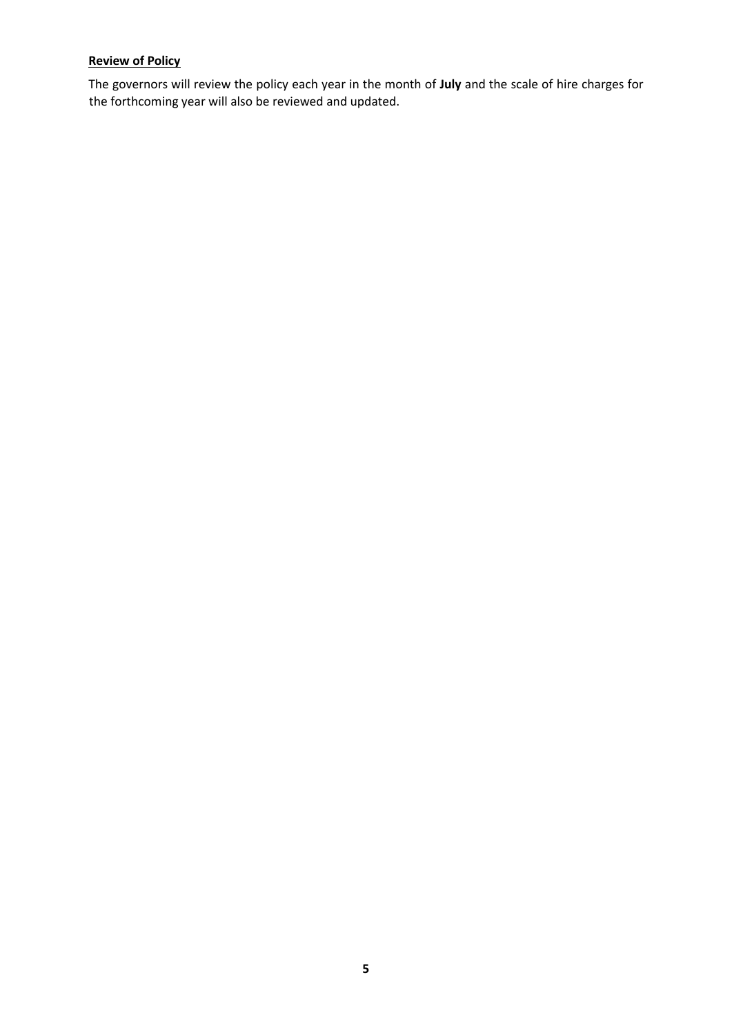**Review of Policy**

The governors will review the policy each year in the month of **July** and the scale of hire charges for the forthcoming year will also be reviewed and updated.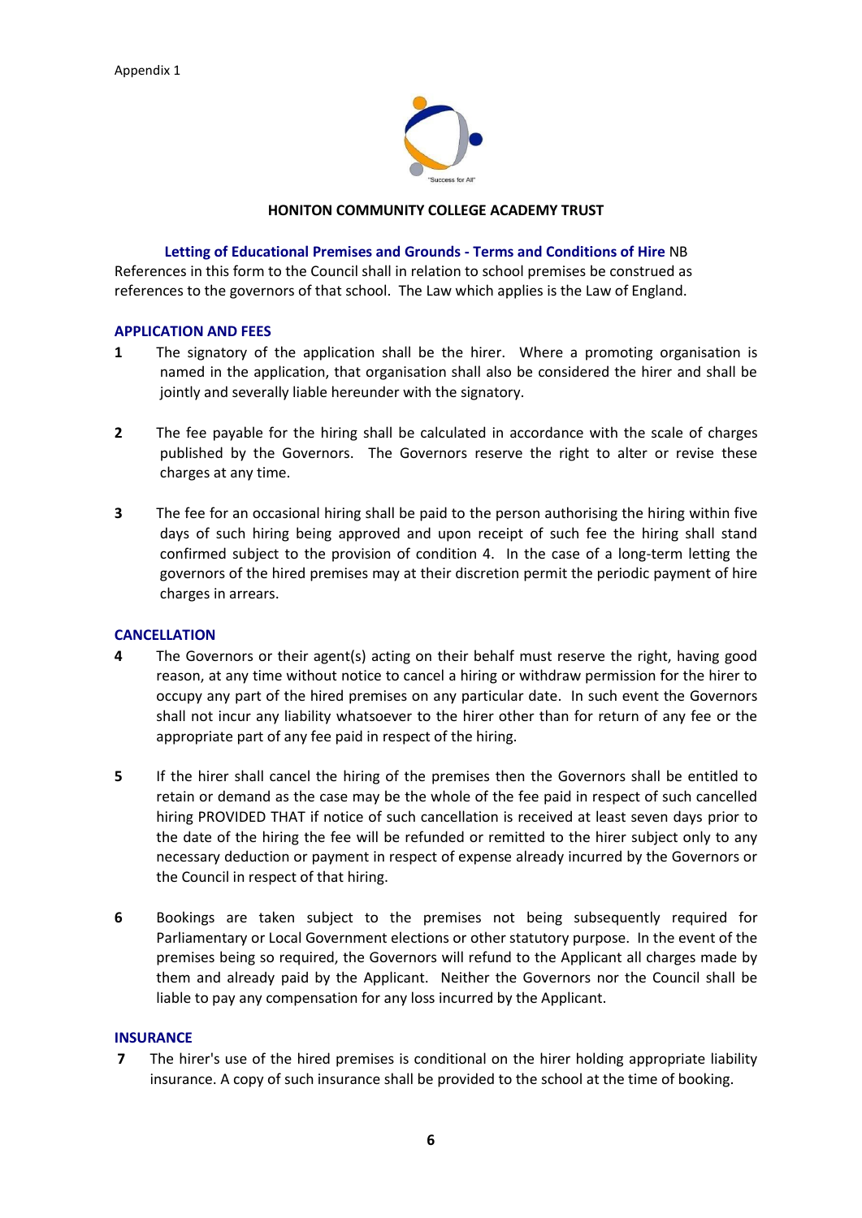Appendix 1

**HONITON COMMUNITY COLLEGE ACADEMY TRUST**

**Letting of Educational Premises and Grounds - Terms and Conditions of Hire** NB References in this form to the Council shall in relation to school premises be construed as references to the governors of that school. The Law which applies is the Law of England.

## APPLICATION AND FEES

**1** The signatory of the application shall be the hirer. Where a promoting organisation is named in the application, that organisation shall also be considered the hirer and shall be jointly and severally liable hereunder with the signatory.

**2** The fee payable for the hiring shall be calculated in accordance with the scale of charges published by the Governors. The Governors reserve the right to alter or revise these charges at any time.

**3** The fee for an occasional hiring shall be paid to the person authorising the hiring within five days of such hiring being approved and upon receipt of such fee the hiring shall stand confirmed subject to the provision of condition 4. In the case of a long-term letting the governors of the hired premises may at their discretion permit the periodic payment of hire charges in arrears.

## CANCELLATION

**4** The Governors or their agent(s) acting on their behalf must reserve the right, having good reason, at any time without notice to cancel a hiring or withdraw permission for the hirer to occupy any part of the hired premises on any particular date. In such event the Governors shall not incur any liability whatsoever to the hirer other than for return of any fee or the appropriate part of any fee paid in respect of the hiring.

**5** If the hirer shall cancel the hiring of the premises then the Governors shall be entitled to retain or demand as the case may be the whole of the fee paid in respect of such cancelled hiring PROVIDED THAT if notice of such cancellation is received at least seven days prior to the date of the hiring the fee will be refunded or remitted to the hirer subject only to any necessary deduction or payment in respect of expense already incurred by the Governors or the Council in respect of that hiring.

**6** Bookings are taken subject to the premises not being subsequently required for Parliamentary or Local Government elections or other statutory purpose. In the event of the premises being so required, the Governors will refund to the Applicant all charges made by them and already paid by the Applicant. Neither the Governors nor the Council shall be liable to pay any compensation for any loss incurred by the Applicant.

## INSURANCE

**7** The hirer's use of the hired premises is conditional on the hirer holding appropriate liability insurance. A copy of such insurance shall be provided to the school at the time of booking.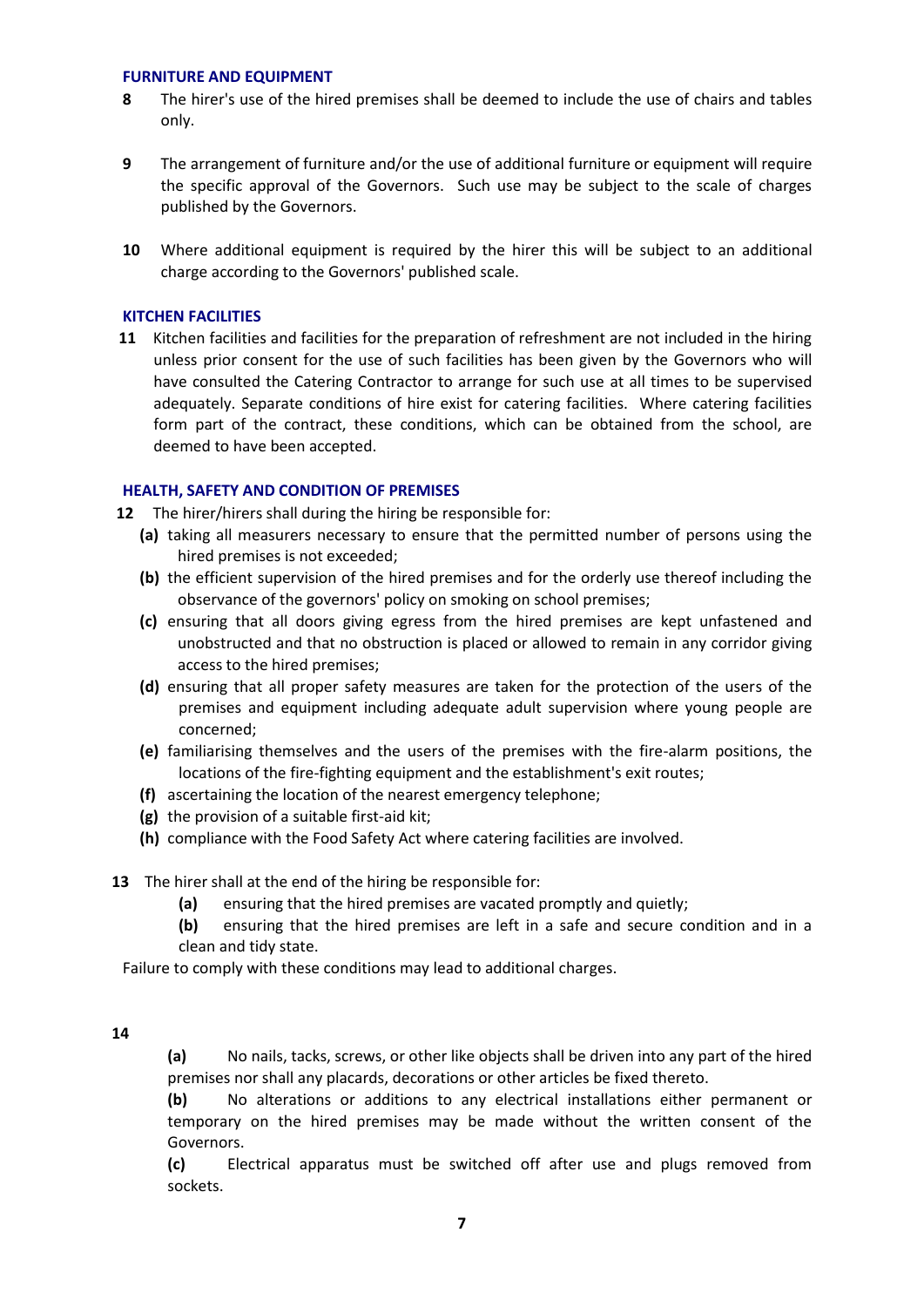### FURNITURE AND EQUIPMENT

**8** The hirer's use of the hired premises shall be deemed to include the use of chairs and tables only.

**9** The arrangement of furniture and/or the use of additional furniture or equipment will require the specific approval of the Governors. Such use may be subject to the scale of charges published by the Governors.

**10** Where additional equipment is required by the hirer this will be subject to an additional charge according to the Governors' published scale.

### KITCHEN FACILITIES

**11** Kitchen facilities and facilities for the preparation of refreshment are not included in the hiring unless prior consent for the use of such facilities has been given by the Governors who will have consulted the Catering Contractor to arrange for such use at all times to be supervised adequately. Separate conditions of hire exist for catering facilities. Where catering facilities form part of the contract, these conditions, which can be obtained from the school, are deemed to have been accepted.

### HEALTH, SAFETY AND CONDITION OF PREMISES

**12** The hirer/hirers shall during the hiring be responsible for:

- **(a)** taking all measurers necessary to ensure that the permitted number of persons using the hired premises is not exceeded;
- **(b)** the efficient supervision of the hired premises and for the orderly use thereof including the observance of the governors' policy on smoking on school premises;
- **(c)** ensuring that all doors giving egress from the hired premises are kept unfastened and unobstructed and that no obstruction is placed or allowed to remain in any corridor giving access to the hired premises;
- **(d)** ensuring that all proper safety measures are taken for the protection of the users of the premises and equipment including adequate adult supervision where young people are concerned;
- **(e)** familiarising themselves and the users of the premises with the fire-alarm positions, the locations of the fire-fighting equipment and the establishment's exit routes;
- **(f)** ascertaining the location of the nearest emergency telephone;
- **(g)** the provision of a suitable first-aid kit;
- **(h)** compliance with the Food Safety Act where catering facilities are involved.

**13** The hirer shall at the end of the hiring be responsible for:

- **(a)** ensuring that the hired premises are vacated promptly and quietly;
- **(b)** ensuring that the hired premises are left in a safe and secure condition and in a clean and tidy state.

Failure to comply with these conditions may lead to additional charges.

**14**

**(a)** No nails, tacks, screws, or other like objects shall be driven into any part of the hired premises nor shall any placards, decorations or other articles be fixed thereto.

**(b)** No alterations or additions to any electrical installations either permanent or temporary on the hired premises may be made without the written consent of the Governors.

**(c)** Electrical apparatus must be switched off after use and plugs removed from sockets.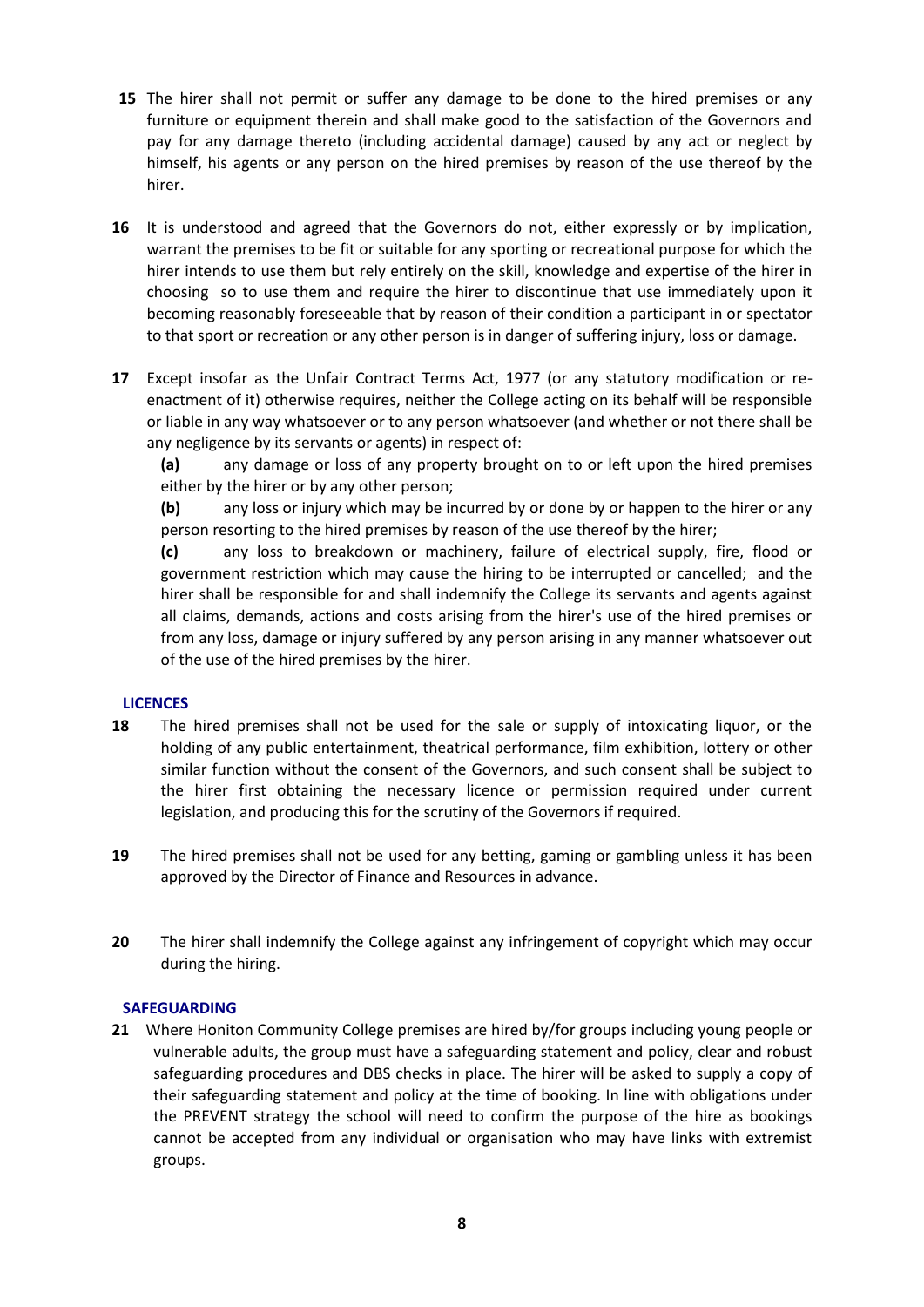**15** The hirer shall not permit or suffer any damage to be done to the hired premises or any furniture or equipment therein and shall make good to the satisfaction of the Governors and pay for any damage thereto (including accidental damage) caused by any act or neglect by himself, his agents or any person on the hired premises by reason of the use thereof by the hirer.

**16** It is understood and agreed that the Governors do not, either expressly or by implication, warrant the premises to be fit or suitable for any sporting or recreational purpose for which the hirer intends to use them but rely entirely on the skill, knowledge and expertise of the hirer in choosing so to use them and require the hirer to discontinue that use immediately upon it becoming reasonably foreseeable that by reason of their condition a participant in or spectator to that sport or recreation or any other person is in danger of suffering injury, loss or damage.

**17** Except insofar as the Unfair Contract Terms Act, 1977 (or any statutory modification or re-enactment of it) otherwise requires, neither the College acting on its behalf will be responsible or liable in any way whatsoever or to any person whatsoever (and whether or not there shall be any negligence by its servants or agents) in respect of:

**(a)** any damage or loss of any property brought on to or left upon the hired premises either by the hirer or by any other person;

**(b)** any loss or injury which may be incurred by or done by or happen to the hirer or any person resorting to the hired premises by reason of the use thereof by the hirer;

**(c)** any loss to breakdown or machinery, failure of electrical supply, fire, flood or government restriction which may cause the hiring to be interrupted or cancelled; and the hirer shall be responsible for and shall indemnify the College its servants and agents against all claims, demands, actions and costs arising from the hirer's use of the hired premises or from any loss, damage or injury suffered by any person arising in any manner whatsoever out of the use of the hired premises by the hirer.

## LICENCES

**18** The hired premises shall not be used for the sale or supply of intoxicating liquor, or the holding of any public entertainment, theatrical performance, film exhibition, lottery or other similar function without the consent of the Governors, and such consent shall be subject to the hirer first obtaining the necessary licence or permission required under current legislation, and producing this for the scrutiny of the Governors if required.

**19** The hired premises shall not be used for any betting, gaming or gambling unless it has been approved by the Director of Finance and Resources in advance.

**20** The hirer shall indemnify the College against any infringement of copyright which may occur during the hiring.

## SAFEGUARDING

**21** Where Honiton Community College premises are hired by/for groups including young people or vulnerable adults, the group must have a safeguarding statement and policy, clear and robust safeguarding procedures and DBS checks in place. The hirer will be asked to supply a copy of their safeguarding statement and policy at the time of booking. In line with obligations under the PREVENT strategy the school will need to confirm the purpose of the hire as bookings cannot be accepted from any individual or organisation who may have links with extremist groups.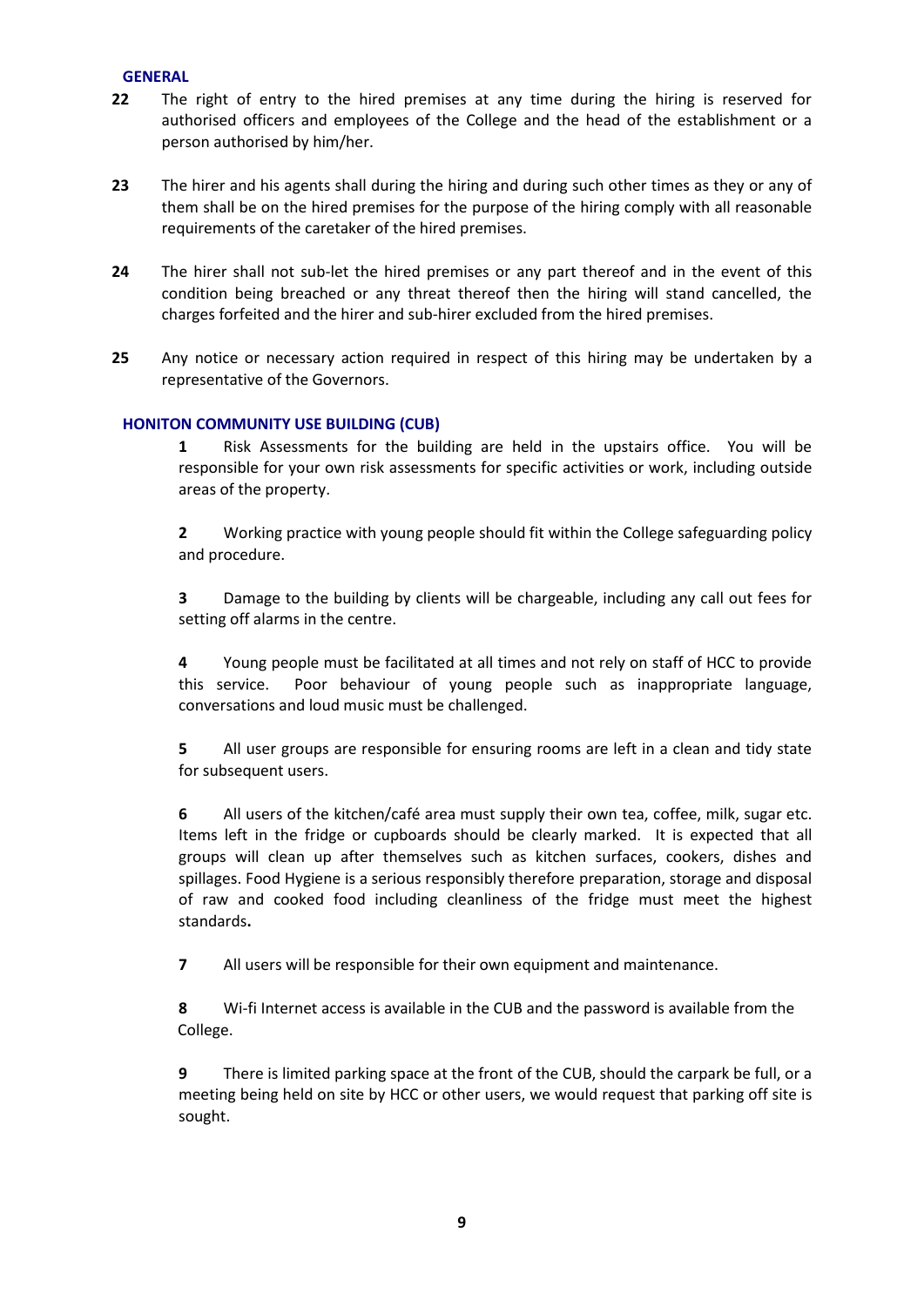## GENERAL

**22** The right of entry to the hired premises at any time during the hiring is reserved for authorised officers and employees of the College and the head of the establishment or a person authorised by him/her.

**23** The hirer and his agents shall during the hiring and during such other times as they or any of them shall be on the hired premises for the purpose of the hiring comply with all reasonable requirements of the caretaker of the hired premises.

**24** The hirer shall not sub-let the hired premises or any part thereof and in the event of this condition being breached or any threat thereof then the hiring will stand cancelled, the charges forfeited and the hirer and sub-hirer excluded from the hired premises.

**25** Any notice or necessary action required in respect of this hiring may be undertaken by a representative of the Governors.

## HONITON COMMUNITY USE BUILDING (CUB)

**1** Risk Assessments for the building are held in the upstairs office. You will be responsible for your own risk assessments for specific activities or work, including outside areas of the property.

**2** Working practice with young people should fit within the College safeguarding policy and procedure.

**3** Damage to the building by clients will be chargeable, including any call out fees for setting off alarms in the centre.

**4** Young people must be facilitated at all times and not rely on staff of HCC to provide this service. Poor behaviour of young people such as inappropriate language, conversations and loud music must be challenged.

**5** All user groups are responsible for ensuring rooms are left in a clean and tidy state for subsequent users.

**6** All users of the kitchen/café area must supply their own tea, coffee, milk, sugar etc. Items left in the fridge or cupboards should be clearly marked. It is expected that all groups will clean up after themselves such as kitchen surfaces, cookers, dishes and spillages. Food Hygiene is a serious responsibly therefore preparation, storage and disposal of raw and cooked food including cleanliness of the fridge must meet the highest standards**.**

**7** All users will be responsible for their own equipment and maintenance.

**8** Wi-fi Internet access is available in the CUB and the password is available from the College.

**9** There is limited parking space at the front of the CUB, should the carpark be full, or a meeting being held on site by HCC or other users, we would request that parking off site is sought.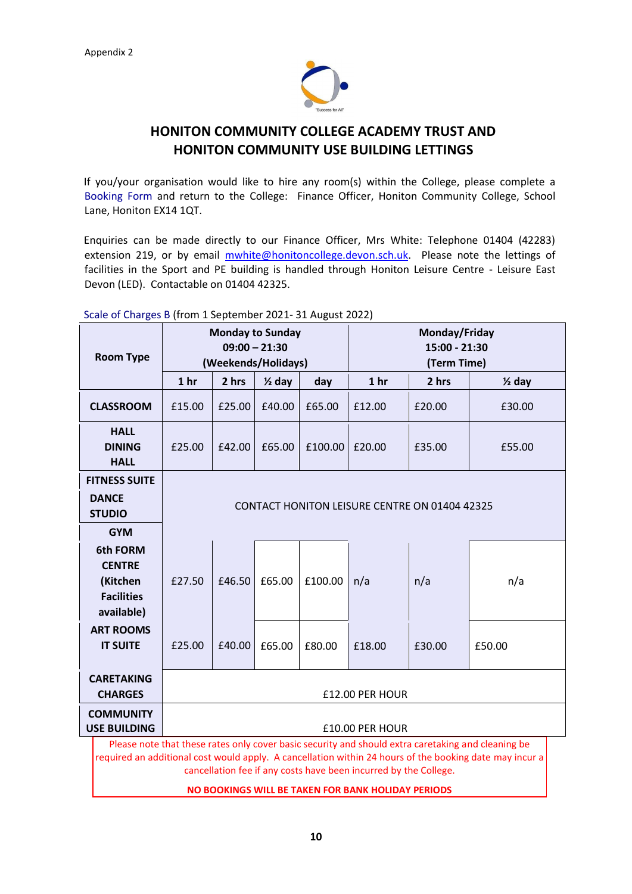Appendix 2

"Success for All"

## HONITON COMMUNITY COLLEGE ACADEMY TRUST AND HONITON COMMUNITY USE BUILDING LETTINGS

If you/your organisation would like to hire any room(s) within the College, please complete a Booking Form and return to the College: Finance Officer, Honiton Community College, School Lane, Honiton EX14 1QT.

Enquiries can be made directly to our Finance Officer, Mrs White: Telephone 01404 (42283) extension 219, or by email mwhite@honitoncollege.devon.sch.uk. Please note the lettings of facilities in the Sport and PE building is handled through Honiton Leisure Centre - Leisure East Devon (LED). Contactable on 01404 42325.

Scale of Charges B (from 1 September 2021- 31 August 2022)

| Room Type | Monday to Sunday 09:00 – 21:30 (Weekends/Holidays) | | | | Monday/Friday 15:00 - 21:30 (Term Time) | | |
|---|---|---|---|---|---|---|---|
| | 1 hr | 2 hrs | ½ day | day | 1 hr | 2 hrs | ½ day |
| **CLASSROOM** | £15.00 | £25.00 | £40.00 | £65.00 | £12.00 | £20.00 | £30.00 |
| **HALL DINING HALL** | £25.00 | £42.00 | £65.00 | £100.00 | £20.00 | £35.00 | £55.00 |
| **FITNESS SUITE DANCE STUDIO** | CONTACT HONITON LEISURE CENTRE ON 01404 42325 | | | | | | |
| **GYM** | | | | | | | |
| **6th FORM CENTRE (Kitchen Facilities available)** | £27.50 | £46.50 | £65.00 | £100.00 | n/a | n/a | n/a |
| **ART ROOMS IT SUITE** | £25.00 | £40.00 | £65.00 | £80.00 | £18.00 | £30.00 | £50.00 |
| **CARETAKING CHARGES** | £12.00 PER HOUR | | | | | | |
| **COMMUNITY USE BUILDING** | £10.00 PER HOUR | | | | | | |

Please note that these rates only cover basic security and should extra caretaking and cleaning be required an additional cost would apply. A cancellation within 24 hours of the booking date may incur a cancellation fee if any costs have been incurred by the College.

**NO BOOKINGS WILL BE TAKEN FOR BANK HOLIDAY PERIODS**